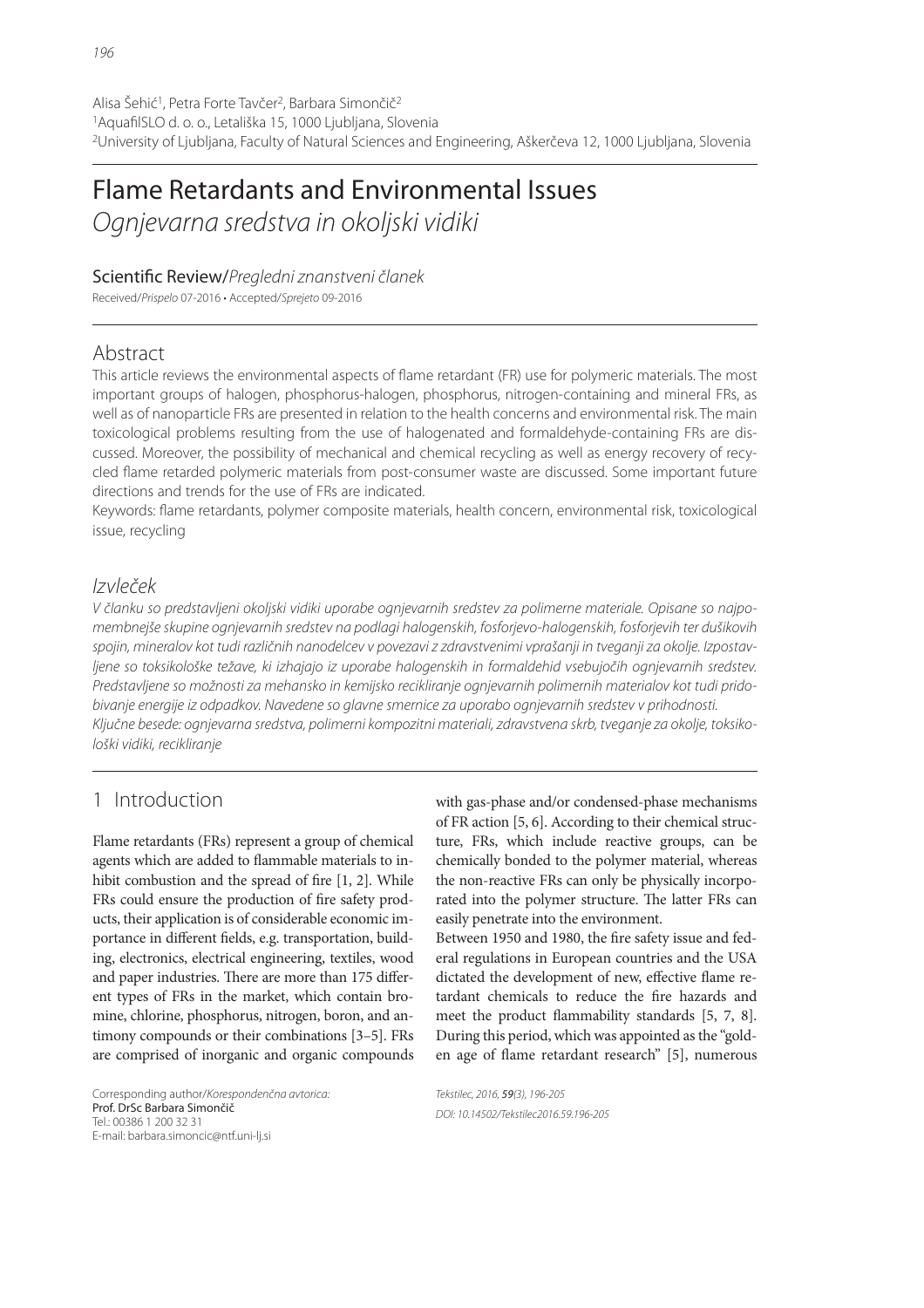Alisa Šehić[1], Petra Forte Tavčer[2], Barbara Simončič[2]
[1]AquafilSLO d. o. o., Letališka 15, 1000 Ljubljana, Slovenia
[2]University of Ljubljana, Faculty of Natural Sciences and Engineering, Aškerčeva 12, 1000 Ljubljana, Slovenia

# Flame Retardants and Environmental Issues

*Ognjevarna sredstva in okoljski vidiki*

Scientific Review/*Pregledni znanstveni članek*

Received/*Prispelo* 07-2016 • Accepted/*Sprejeto* 09-2016

## Abstract

This article reviews the environmental aspects of flame retardant (FR) use for polymeric materials. The most important groups of halogen, phosphorus-halogen, phosphorus, nitrogen-containing and mineral FRs, as well as of nanoparticle FRs are presented in relation to the health concerns and environmental risk. The main toxicological problems resulting from the use of halogenated and formaldehyde-containing FRs are discussed. Moreover, the possibility of mechanical and chemical recycling as well as energy recovery of recycled flame retarded polymeric materials from post-consumer waste are discussed. Some important future directions and trends for the use of FRs are indicated.

Keywords: flame retardants, polymer composite materials, health concern, environmental risk, toxicological issue, recycling

## *Izvleček*

*V članku so predstavljeni okoljski vidiki uporabe ognjevarnih sredstev za polimerne materiale. Opisane so najpomembnejše skupine ognjevarnih sredstev na podlagi halogenskih, fosforjevo-halogenskih, fosforjevih ter dušikovih spojin, mineralov kot tudi različnih nanodelcev v povezavi z zdravstvenimi vprašanji in tveganji za okolje. Izpostavljene so toksikološke težave, ki izhajajo iz uporabe halogenskih in formaldehid vsebujočih ognjevarnih sredstev. Predstavljene so možnosti za mehansko in kemijsko recikliranje ognjevarnih polimernih materialov kot tudi pridobivanje energije iz odpadkov. Navedene so glavne smernice za uporabo ognjevarnih sredstev v prihodnosti.*

*Ključne besede: ognjevarna sredstva, polimerni kompozitni materiali, zdravstvena skrb, tveganje za okolje, toksikološki vidiki, recikliranje*

## 1 Introduction

Flame retardants (FRs) represent a group of chemical agents which are added to flammable materials to inhibit combustion and the spread of fire [1, 2]. While FRs could ensure the production of fire safety products, their application is of considerable economic importance in different fields, e.g. transportation, building, electronics, electrical engineering, textiles, wood and paper industries. There are more than 175 different types of FRs in the market, which contain bromine, chlorine, phosphorus, nitrogen, boron, and antimony compounds or their combinations [3–5]. FRs are comprised of inorganic and organic compounds with gas-phase and/or condensed-phase mechanisms of FR action [5, 6]. According to their chemical structure, FRs, which include reactive groups, can be chemically bonded to the polymer material, whereas the non-reactive FRs can only be physically incorporated into the polymer structure. The latter FRs can easily penetrate into the environment.

Between 1950 and 1980, the fire safety issue and federal regulations in European countries and the USA dictated the development of new, effective flame retardant chemicals to reduce the fire hazards and meet the product flammability standards [5, 7, 8]. During this period, which was appointed as the "golden age of flame retardant research" [5], numerous

Corresponding author/*Korespondenčna avtorica:*
Prof. DrSc Barbara Simončič
Tel.: 00386 1 200 32 31
E-mail: barbara.simoncic@ntf.uni-lj.si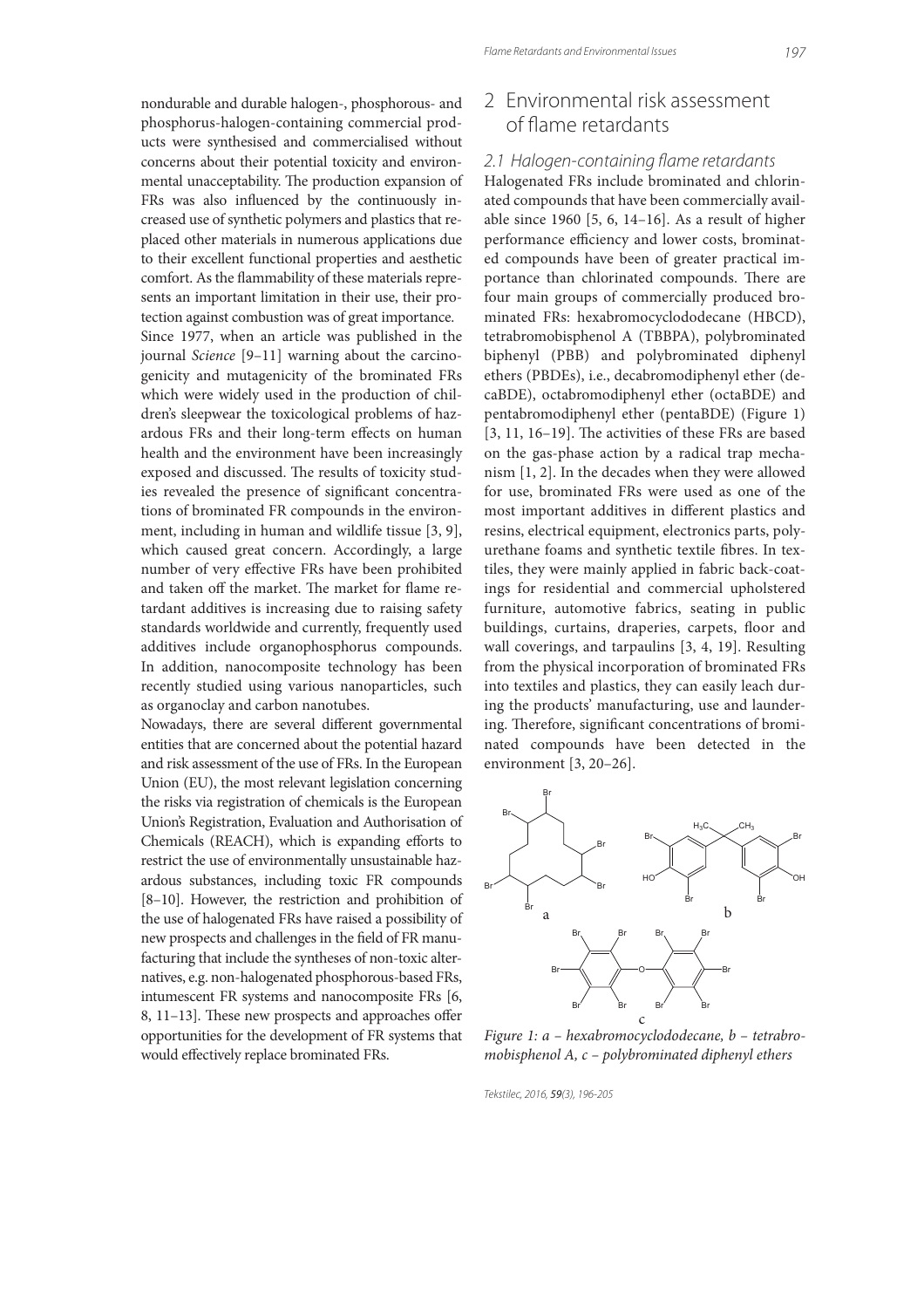nondurable and durable halogen-, phosphorous- and phosphorus-halogen-containing commercial products were synthesised and commercialised without concerns about their potential toxicity and environmental unacceptability. The production expansion of FRs was also influenced by the continuously increased use of synthetic polymers and plastics that replaced other materials in numerous applications due to their excellent functional properties and aesthetic comfort. As the flammability of these materials represents an important limitation in their use, their protection against combustion was of great importance.

Since 1977, when an article was published in the journal *Science* [9–11] warning about the carcinogenicity and mutagenicity of the brominated FRs which were widely used in the production of children's sleepwear the toxicological problems of hazardous FRs and their long-term effects on human health and the environment have been increasingly exposed and discussed. The results of toxicity studies revealed the presence of significant concentrations of brominated FR compounds in the environment, including in human and wildlife tissue [3, 9], which caused great concern. Accordingly, a large number of very effective FRs have been prohibited and taken off the market. The market for flame retardant additives is increasing due to raising safety standards worldwide and currently, frequently used additives include organophosphorus compounds. In addition, nanocomposite technology has been recently studied using various nanoparticles, such as organoclay and carbon nanotubes.

Nowadays, there are several different governmental entities that are concerned about the potential hazard and risk assessment of the use of FRs. In the European Union (EU), the most relevant legislation concerning the risks via registration of chemicals is the European Union's Registration, Evaluation and Authorisation of Chemicals (REACH), which is expanding efforts to restrict the use of environmentally unsustainable hazardous substances, including toxic FR compounds [8–10]. However, the restriction and prohibition of the use of halogenated FRs have raised a possibility of new prospects and challenges in the field of FR manufacturing that include the syntheses of non-toxic alternatives, e.g. non-halogenated phosphorous-based FRs, intumescent FR systems and nanocomposite FRs [6, 8, 11–13]. These new prospects and approaches offer opportunities for the development of FR systems that would effectively replace brominated FRs.

## 2 Environmental risk assessment of flame retardants

### *2.1 Halogen-containing flame retardants*

Halogenated FRs include brominated and chlorinated compounds that have been commercially available since 1960 [5, 6, 14–16]. As a result of higher performance efficiency and lower costs, brominated compounds have been of greater practical importance than chlorinated compounds. There are four main groups of commercially produced brominated FRs: hexabromocyclododecane (HBCD), tetrabromobisphenol A (TBBPA), polybrominated biphenyl (PBB) and polybrominated diphenyl ethers (PBDEs), i.e., decabromodiphenyl ether (decaBDE), octabromodiphenyl ether (octaBDE) and pentabromodiphenyl ether (pentaBDE) (Figure 1) [3, 11, 16–19]. The activities of these FRs are based on the gas-phase action by a radical trap mechanism [1, 2]. In the decades when they were allowed for use, brominated FRs were used as one of the most important additives in different plastics and resins, electrical equipment, electronics parts, polyurethane foams and synthetic textile fibres. In textiles, they were mainly applied in fabric back-coatings for residential and commercial upholstered furniture, automotive fabrics, seating in public buildings, curtains, draperies, carpets, floor and wall coverings, and tarpaulins [3, 4, 19]. Resulting from the physical incorporation of brominated FRs into textiles and plastics, they can easily leach during the products' manufacturing, use and laundering. Therefore, significant concentrations of brominated compounds have been detected in the environment [3, 20–26].

*Figure 1: a – hexabromocyclododecane, b – tetrabromobisphenol A, c – polybrominated diphenyl ethers*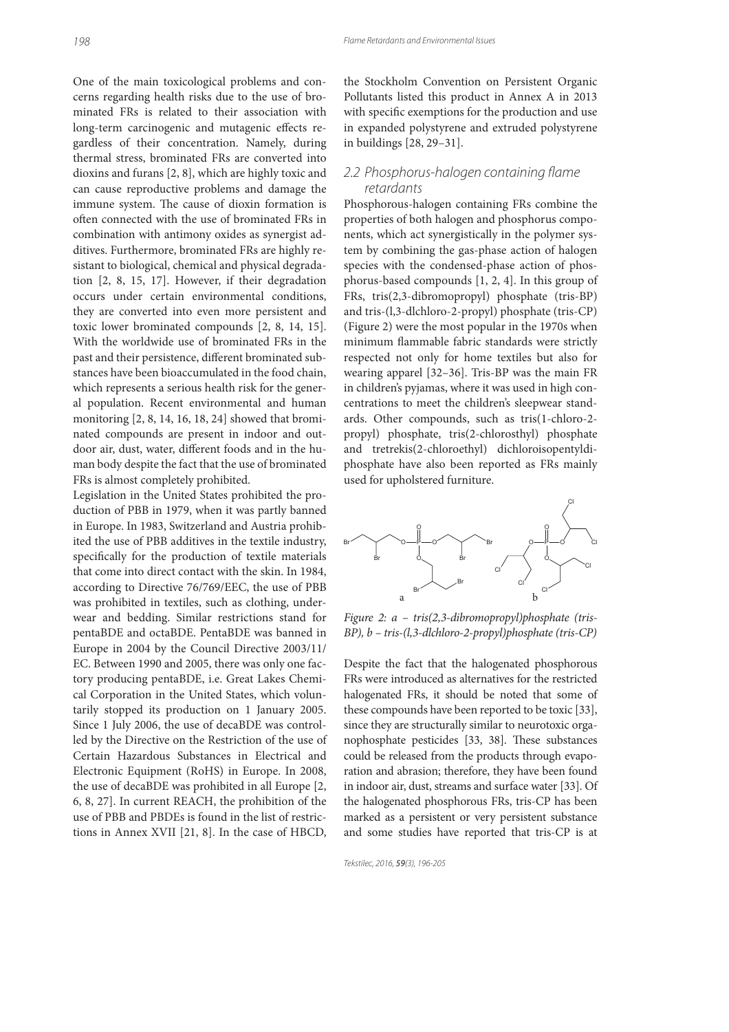One of the main toxicological problems and concerns regarding health risks due to the use of brominated FRs is related to their association with long-term carcinogenic and mutagenic effects regardless of their concentration. Namely, during thermal stress, brominated FRs are converted into dioxins and furans [2, 8], which are highly toxic and can cause reproductive problems and damage the immune system. The cause of dioxin formation is often connected with the use of brominated FRs in combination with antimony oxides as synergist additives. Furthermore, brominated FRs are highly resistant to biological, chemical and physical degradation [2, 8, 15, 17]. However, if their degradation occurs under certain environmental conditions, they are converted into even more persistent and toxic lower brominated compounds [2, 8, 14, 15]. With the worldwide use of brominated FRs in the past and their persistence, different brominated substances have been bioaccumulated in the food chain, which represents a serious health risk for the general population. Recent environmental and human monitoring [2, 8, 14, 16, 18, 24] showed that brominated compounds are present in indoor and outdoor air, dust, water, different foods and in the human body despite the fact that the use of brominated FRs is almost completely prohibited.

Legislation in the United States prohibited the production of PBB in 1979, when it was partly banned in Europe. In 1983, Switzerland and Austria prohibited the use of PBB additives in the textile industry, specifically for the production of textile materials that come into direct contact with the skin. In 1984, according to Directive 76/769/EEC, the use of PBB was prohibited in textiles, such as clothing, underwear and bedding. Similar restrictions stand for pentaBDE and octaBDE. PentaBDE was banned in Europe in 2004 by the Council Directive 2003/11/EC. Between 1990 and 2005, there was only one factory producing pentaBDE, i.e. Great Lakes Chemical Corporation in the United States, which voluntarily stopped its production on 1 January 2005. Since 1 July 2006, the use of decaBDE was controlled by the Directive on the Restriction of the use of Certain Hazardous Substances in Electrical and Electronic Equipment (RoHS) in Europe. In 2008, the use of decaBDE was prohibited in all Europe [2, 6, 8, 27]. In current REACH, the prohibition of the use of PBB and PBDEs is found in the list of restrictions in Annex XVII [21, 8]. In the case of HBCD, the Stockholm Convention on Persistent Organic Pollutants listed this product in Annex A in 2013 with specific exemptions for the production and use in expanded polystyrene and extruded polystyrene in buildings [28, 29–31].

## 2.2 Phosphorus-halogen containing flame retardants

Phosphorous-halogen containing FRs combine the properties of both halogen and phosphorus components, which act synergistically in the polymer system by combining the gas-phase action of halogen species with the condensed-phase action of phosphorus-based compounds [1, 2, 4]. In this group of FRs, tris(2,3-dibromopropyl) phosphate (tris-BP) and tris-(l,3-dlchloro-2-propyl) phosphate (tris-CP) (Figure 2) were the most popular in the 1970s when minimum flammable fabric standards were strictly respected not only for home textiles but also for wearing apparel [32–36]. Tris-BP was the main FR in children's pyjamas, where it was used in high concentrations to meet the children's sleepwear standards. Other compounds, such as tris(1-chloro-2-propyl) phosphate, tris(2-chlorosthyl) phosphate and tretrekis(2-chloroethyl) dichloroisopentyldiphosphate have also been reported as FRs mainly used for upholstered furniture.

*Figure 2: a – tris(2,3-dibromopropyl)phosphate (tris-BP), b – tris-(l,3-dlchloro-2-propyl)phosphate (tris-CP)*

Despite the fact that the halogenated phosphorous FRs were introduced as alternatives for the restricted halogenated FRs, it should be noted that some of these compounds have been reported to be toxic [33], since they are structurally similar to neurotoxic organophosphate pesticides [33, 38]. These substances could be released from the products through evaporation and abrasion; therefore, they have been found in indoor air, dust, streams and surface water [33]. Of the halogenated phosphorous FRs, tris-CP has been marked as a persistent or very persistent substance and some studies have reported that tris-CP is at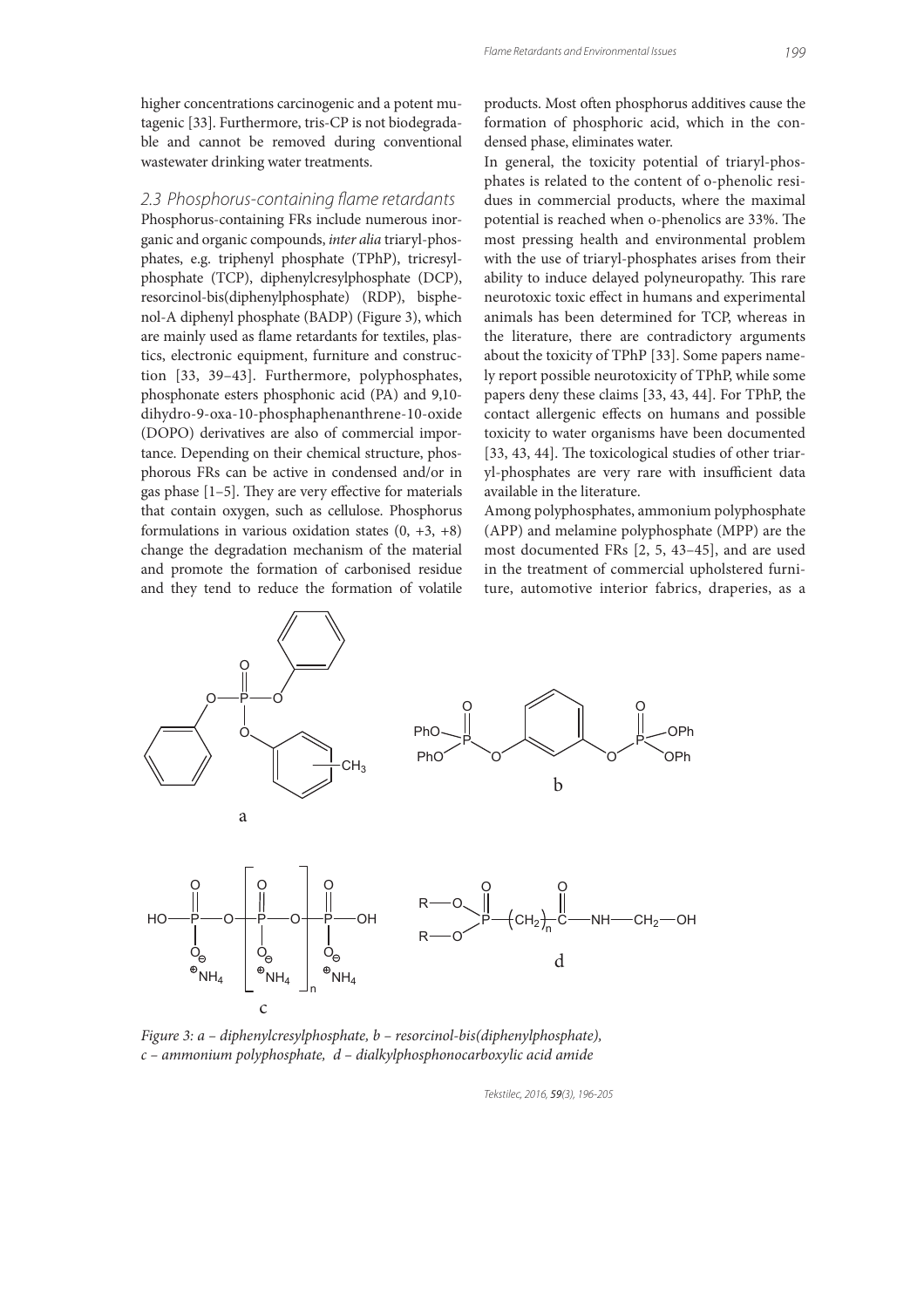higher concentrations carcinogenic and a potent mutagenic [33]. Furthermore, tris-CP is not biodegradable and cannot be removed during conventional wastewater drinking water treatments.

### 2.3 Phosphorus-containing flame retardants

Phosphorus-containing FRs include numerous inorganic and organic compounds, *inter alia* triaryl-phosphates, e.g. triphenyl phosphate (TPhP), tricresylphosphate (TCP), diphenylcresylphosphate (DCP), resorcinol-bis(diphenylphosphate) (RDP), bisphenol-A diphenyl phosphate (BADP) (Figure 3), which are mainly used as flame retardants for textiles, plastics, electronic equipment, furniture and construction [33, 39–43]. Furthermore, polyphosphates, phosphonate esters phosphonic acid (PA) and 9,10-dihydro-9-oxa-10-phosphaphenanthrene-10-oxide (DOPO) derivatives are also of commercial importance. Depending on their chemical structure, phosphorous FRs can be active in condensed and/or in gas phase [1–5]. They are very effective for materials that contain oxygen, such as cellulose. Phosphorus formulations in various oxidation states (0, +3, +8) change the degradation mechanism of the material and promote the formation of carbonised residue and they tend to reduce the formation of volatile products. Most often phosphorus additives cause the formation of phosphoric acid, which in the condensed phase, eliminates water.

In general, the toxicity potential of triaryl-phosphates is related to the content of o-phenolic residues in commercial products, where the maximal potential is reached when o-phenolics are 33%. The most pressing health and environmental problem with the use of triaryl-phosphates arises from their ability to induce delayed polyneuropathy. This rare neurotoxic toxic effect in humans and experimental animals has been determined for TCP, whereas in the literature, there are contradictory arguments about the toxicity of TPhP [33]. Some papers namely report possible neurotoxicity of TPhP, while some papers deny these claims [33, 43, 44]. For TPhP, the contact allergenic effects on humans and possible toxicity to water organisms have been documented [33, 43, 44]. The toxicological studies of other triaryl-phosphates are very rare with insufficient data available in the literature.

Among polyphosphates, ammonium polyphosphate (APP) and melamine polyphosphate (MPP) are the most documented FRs [2, 5, 43–45], and are used in the treatment of commercial upholstered furniture, automotive interior fabrics, draperies, as a

*Figure 3: a – diphenylcresylphosphate, b – resorcinol-bis(diphenylphosphate), c – ammonium polyphosphate, d – dialkylphosphonocarboxylic acid amide*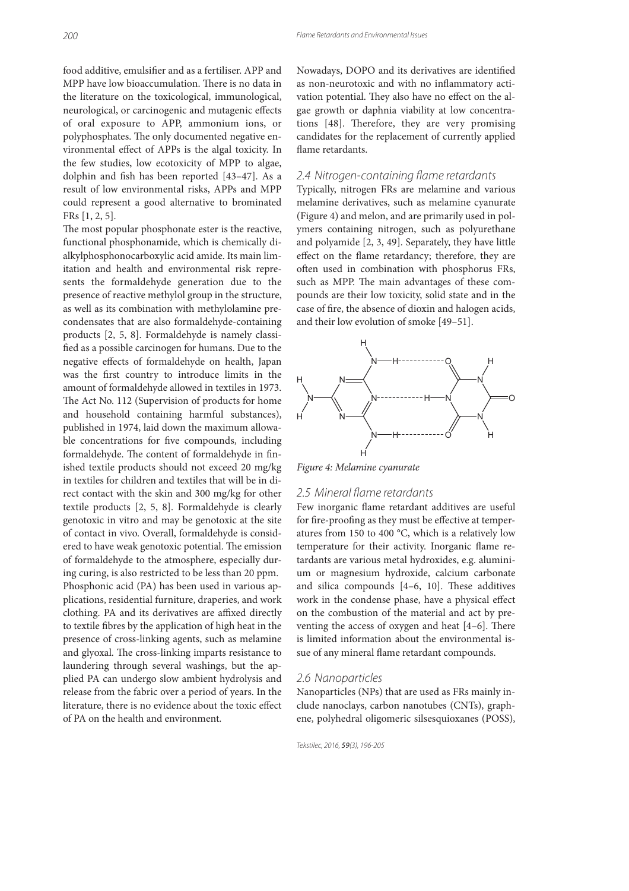food additive, emulsifier and as a fertiliser. APP and MPP have low bioaccumulation. There is no data in the literature on the toxicological, immunological, neurological, or carcinogenic and mutagenic effects of oral exposure to APP, ammonium ions, or polyphosphates. The only documented negative environmental effect of APPs is the algal toxicity. In the few studies, low ecotoxicity of MPP to algae, dolphin and fish has been reported [43–47]. As a result of low environmental risks, APPs and MPP could represent a good alternative to brominated FRs [1, 2, 5].

The most popular phosphonate ester is the reactive, functional phosphonamide, which is chemically dialkylphosphonocarboxylic acid amide. Its main limitation and health and environmental risk represents the formaldehyde generation due to the presence of reactive methylol group in the structure, as well as its combination with methylolamine precondensates that are also formaldehyde-containing products [2, 5, 8]. Formaldehyde is namely classified as a possible carcinogen for humans. Due to the negative effects of formaldehyde on health, Japan was the first country to introduce limits in the amount of formaldehyde allowed in textiles in 1973. The Act No. 112 (Supervision of products for home and household containing harmful substances), published in 1974, laid down the maximum allowable concentrations for five compounds, including formaldehyde. The content of formaldehyde in finished textile products should not exceed 20 mg/kg in textiles for children and textiles that will be in direct contact with the skin and 300 mg/kg for other textile products [2, 5, 8]. Formaldehyde is clearly genotoxic in vitro and may be genotoxic at the site of contact in vivo. Overall, formaldehyde is considered to have weak genotoxic potential. The emission of formaldehyde to the atmosphere, especially during curing, is also restricted to be less than 20 ppm.

Phosphonic acid (PA) has been used in various applications, residential furniture, draperies, and work clothing. PA and its derivatives are affixed directly to textile fibres by the application of high heat in the presence of cross-linking agents, such as melamine and glyoxal. The cross-linking imparts resistance to laundering through several washings, but the applied PA can undergo slow ambient hydrolysis and release from the fabric over a period of years. In the literature, there is no evidence about the toxic effect of PA on the health and environment.

Nowadays, DOPO and its derivatives are identified as non-neurotoxic and with no inflammatory activation potential. They also have no effect on the algae growth or daphnia viability at low concentrations [48]. Therefore, they are very promising candidates for the replacement of currently applied flame retardants.

### 2.4 Nitrogen-containing flame retardants

Typically, nitrogen FRs are melamine and various melamine derivatives, such as melamine cyanurate (Figure 4) and melon, and are primarily used in polymers containing nitrogen, such as polyurethane and polyamide [2, 3, 49]. Separately, they have little effect on the flame retardancy; therefore, they are often used in combination with phosphorus FRs, such as MPP. The main advantages of these compounds are their low toxicity, solid state and in the case of fire, the absence of dioxin and halogen acids, and their low evolution of smoke [49–51].

*Figure 4: Melamine cyanurate*

### 2.5 Mineral flame retardants

Few inorganic flame retardant additives are useful for fire-proofing as they must be effective at temperatures from 150 to 400 °C, which is a relatively low temperature for their activity. Inorganic flame retardants are various metal hydroxides, e.g. aluminium or magnesium hydroxide, calcium carbonate and silica compounds [4–6, 10]. These additives work in the condense phase, have a physical effect on the combustion of the material and act by preventing the access of oxygen and heat [4–6]. There is limited information about the environmental issue of any mineral flame retardant compounds.

### 2.6 Nanoparticles

Nanoparticles (NPs) that are used as FRs mainly include nanoclays, carbon nanotubes (CNTs), graphene, polyhedral oligomeric silsesquioxanes (POSS),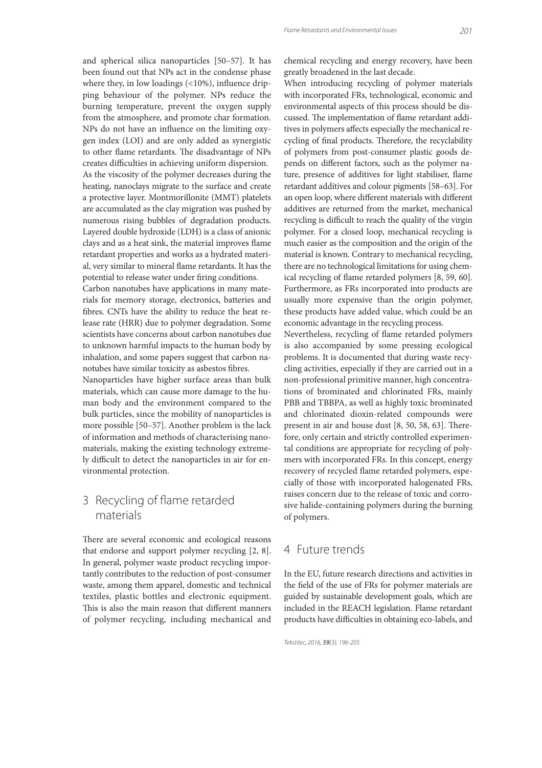and spherical silica nanoparticles [50–57]. It has been found out that NPs act in the condense phase where they, in low loadings (<10%), influence dripping behaviour of the polymer. NPs reduce the burning temperature, prevent the oxygen supply from the atmosphere, and promote char formation. NPs do not have an influence on the limiting oxygen index (LOI) and are only added as synergistic to other flame retardants. The disadvantage of NPs creates difficulties in achieving uniform dispersion.

As the viscosity of the polymer decreases during the heating, nanoclays migrate to the surface and create a protective layer. Montmorillonite (MMT) platelets are accumulated as the clay migration was pushed by numerous rising bubbles of degradation products. Layered double hydroxide (LDH) is a class of anionic clays and as a heat sink, the material improves flame retardant properties and works as a hydrated material, very similar to mineral flame retardants. It has the potential to release water under firing conditions.

Carbon nanotubes have applications in many materials for memory storage, electronics, batteries and fibres. CNTs have the ability to reduce the heat release rate (HRR) due to polymer degradation. Some scientists have concerns about carbon nanotubes due to unknown harmful impacts to the human body by inhalation, and some papers suggest that carbon nanotubes have similar toxicity as asbestos fibres.

Nanoparticles have higher surface areas than bulk materials, which can cause more damage to the human body and the environment compared to the bulk particles, since the mobility of nanoparticles is more possible [50–57]. Another problem is the lack of information and methods of characterising nanomaterials, making the existing technology extremely difficult to detect the nanoparticles in air for environmental protection.

## 3 Recycling of flame retarded materials

There are several economic and ecological reasons that endorse and support polymer recycling [2, 8]. In general, polymer waste product recycling importantly contributes to the reduction of post-consumer waste, among them apparel, domestic and technical textiles, plastic bottles and electronic equipment. This is also the main reason that different manners of polymer recycling, including mechanical and chemical recycling and energy recovery, have been greatly broadened in the last decade.

When introducing recycling of polymer materials with incorporated FRs, technological, economic and environmental aspects of this process should be discussed. The implementation of flame retardant additives in polymers affects especially the mechanical recycling of final products. Therefore, the recyclability of polymers from post-consumer plastic goods depends on different factors, such as the polymer nature, presence of additives for light stabiliser, flame retardant additives and colour pigments [58–63]. For an open loop, where different materials with different additives are returned from the market, mechanical recycling is difficult to reach the quality of the virgin polymer. For a closed loop, mechanical recycling is much easier as the composition and the origin of the material is known. Contrary to mechanical recycling, there are no technological limitations for using chemical recycling of flame retarded polymers [8, 59, 60]. Furthermore, as FRs incorporated into products are usually more expensive than the origin polymer, these products have added value, which could be an economic advantage in the recycling process.

Nevertheless, recycling of flame retarded polymers is also accompanied by some pressing ecological problems. It is documented that during waste recycling activities, especially if they are carried out in a non-professional primitive manner, high concentrations of brominated and chlorinated FRs, mainly PBB and TBBPA, as well as highly toxic brominated and chlorinated dioxin-related compounds were present in air and house dust [8, 50, 58, 63]. Therefore, only certain and strictly controlled experimental conditions are appropriate for recycling of polymers with incorporated FRs. In this concept, energy recovery of recycled flame retarded polymers, especially of those with incorporated halogenated FRs, raises concern due to the release of toxic and corrosive halide-containing polymers during the burning of polymers.

## 4 Future trends

In the EU, future research directions and activities in the field of the use of FRs for polymer materials are guided by sustainable development goals, which are included in the REACH legislation. Flame retardant products have difficulties in obtaining eco-labels, and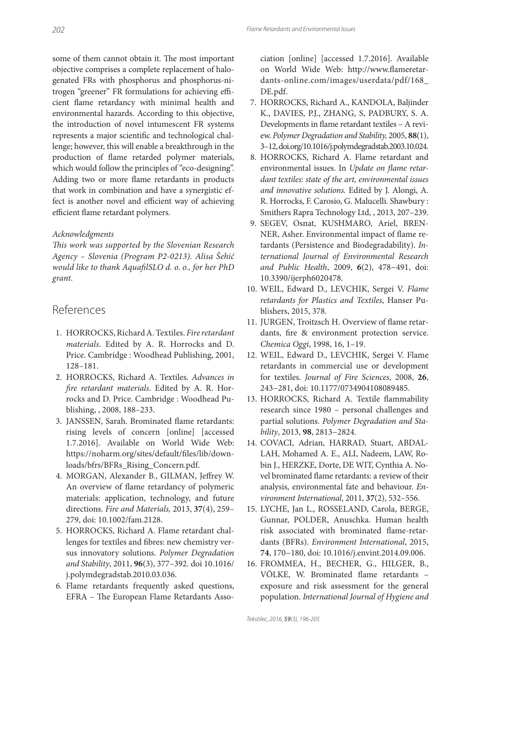some of them cannot obtain it. The most important objective comprises a complete replacement of halogenated FRs with phosphorus and phosphorus-nitrogen "greener" FR formulations for achieving efficient flame retardancy with minimal health and environmental hazards. According to this objective, the introduction of novel intumescent FR systems represents a major scientific and technological challenge; however, this will enable a breakthrough in the production of flame retarded polymer materials, which would follow the principles of "eco-designing". Adding two or more flame retardants in products that work in combination and have a synergistic effect is another novel and efficient way of achieving efficient flame retardant polymers.

*Acknowledgments*

*This work was supported by the Slovenian Research Agency – Slovenia (Program P2-0213). Alisa Šehić would like to thank AquafilSLO d. o. o., for her PhD grant.*

## References

1. HORROCKS, Richard A. Textiles. *Fire retardant materials*. Edited by A. R. Horrocks and D. Price. Cambridge : Woodhead Publishing, 2001, 128–181.
2. HORROCKS, Richard A. Textiles. *Advances in fire retardant materials*. Edited by A. R. Horrocks and D. Price. Cambridge : Woodhead Publishing, , 2008, 188–233.
3. JANSSEN, Sarah. Brominated flame retardants: rising levels of concern [online] [accessed 1.7.2016]. Available on World Wide Web: https://noharm.org/sites/default/files/lib/downloads/bfrs/BFRs_Rising_Concern.pdf.
4. MORGAN, Alexander B., GILMAN, Jeffrey W. An overview of flame retardancy of polymeric materials: application, technology, and future directions. *Fire and Materials,* 2013, **37**(4), 259–279, doi: 10.1002/fam.2128.
5. HORROCKS, Richard A. Flame retardant challenges for textiles and fibres: new chemistry versus innovatory solutions. *Polymer Degradation and Stability*, 2011, **96**(3), 377–392. doi 10.1016/j.polymdegradstab.2010.03.036.
6. Flame retardants frequently asked questions, EFRA – The European Flame Retardants Association [online] [accessed 1.7.2016]. Available on World Wide Web: http://www.flameretardants-online.com/images/userdata/pdf/168_DE.pdf.
7. HORROCKS, Richard A., KANDOLA, Baljinder K., DAVIES, P.J., ZHANG, S, PADBURY, S. A. Developments in flame retardant textiles – A review. *Polymer Degradation and Stability,* 2005, **88**(1), 3–12, doi.org/10.1016/j.polymdegradstab.2003.10.024.
8. HORROCKS, Richard A. Flame retardant and environmental issues. In *Update on flame retardant textiles: state of the art, environmental issues and innovative solutions.* Edited by J. Alongi, A. R. Horrocks, F. Carosio, G. Malucelli. Shawbury : Smithers Rapra Technology Ltd, , 2013, 207–239.
9. SEGEV, Osnat, KUSHMARO, Ariel, BRENNER, Asher. Environmental impact of flame retardants (Persistence and Biodegradability). *International Journal of Environmental Research and Public Health*, 2009, **6**(2), 478−491, doi: 10.3390/ijerph6020478.
10. WEIL, Edward D., LEVCHIK, Sergei V. *Flame retardants for Plastics and Textiles*, Hanser Publishers, 2015, 378.
11. JURGEN, Troitzsch H. Overview of flame retardants, fire & environment protection service. *Chemica Oggi*, 1998, 16, 1–19.
12. WEIL, Edward D., LEVCHIK, Sergei V. Flame retardants in commercial use or development for textiles. *Journal of Fire Sciences*, 2008, **26**, 243−281, doi: 10.1177/0734904108089485.
13. HORROCKS, Richard A. Textile flammability research since 1980 – personal challenges and partial solutions. *Polymer Degradation and Stability*, 2013, **98**, 2813−2824.
14. COVACI, Adrian, HARRAD, Stuart, ABDALLAH, Mohamed A. E., ALI, Nadeem, LAW, Robin J., HERZKE, Dorte, DE WIT, Cynthia A. Novel brominated flame retardants: a review of their analysis, environmental fate and behaviour. *Environment International*, 2011, **37**(2), 532–556.
15. LYCHE, Jan L., ROSSELAND, Carola, BERGE, Gunnar, POLDER, Anuschka. Human health risk associated with brominated flame-retardants (BFRs). *Environment International*, 2015, **74**, 170−180, doi: 10.1016/j.envint.2014.09.006.
16. FROMMEA, H., BECHER, G., HILGER, B., VÖLKE, W. Brominated flame retardants – exposure and risk assessment for the general population. *International Journal of Hygiene and*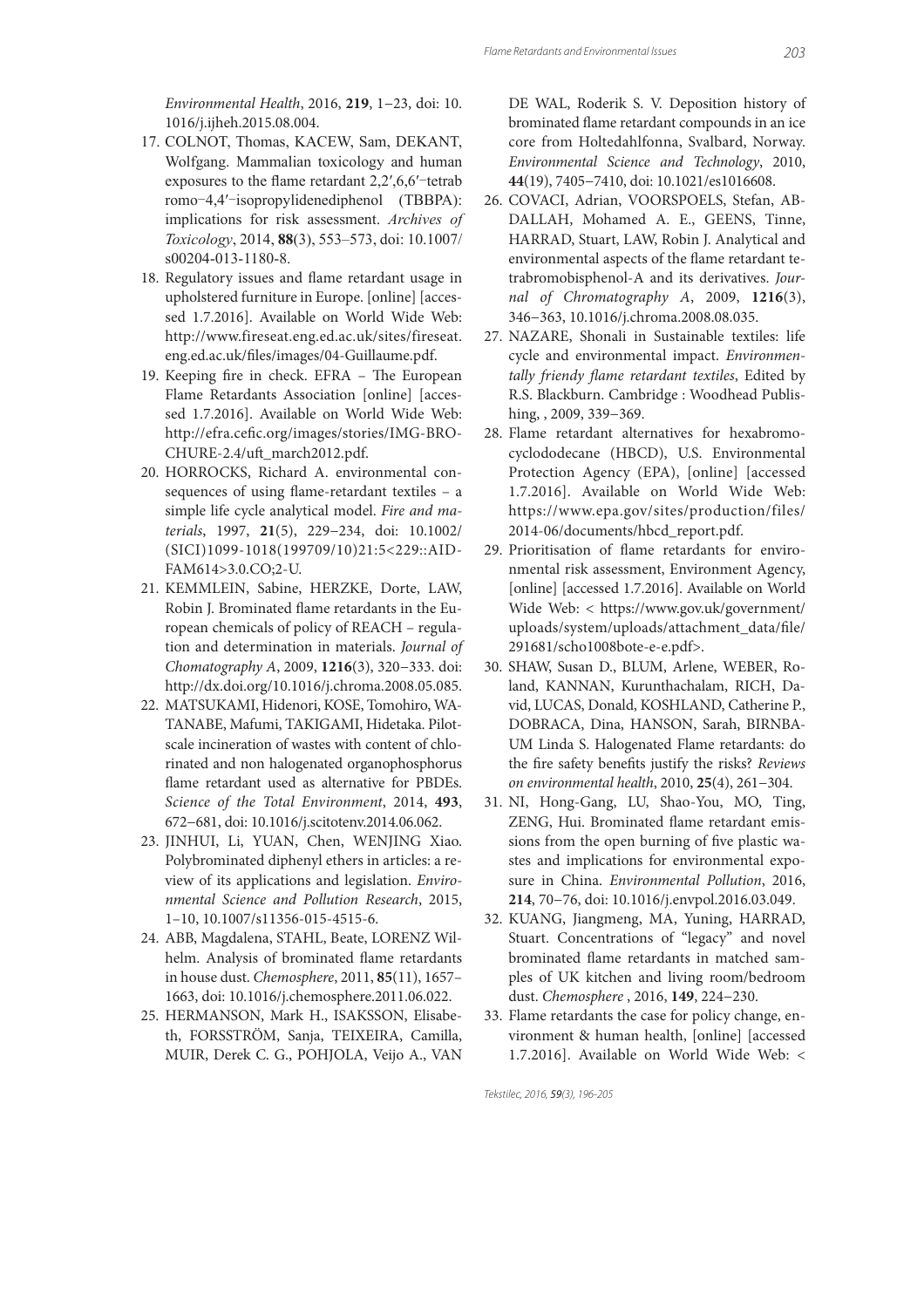*Environmental Health*, 2016, **219**, 1−23, doi: 10.1016/j.ijheh.2015.08.004.

17. COLNOT, Thomas, KACEW, Sam, DEKANT, Wolfgang. Mammalian toxicology and human exposures to the flame retardant 2,2′,6,6′−tetrabromo−4,4′−isopropylidenediphenol (TBBPA): implications for risk assessment. *Archives of Toxicology*, 2014, **88**(3), 553–573, doi: 10.1007/s00204-013-1180-8.
18. Regulatory issues and flame retardant usage in upholstered furniture in Europe. [online] [accessed 1.7.2016]. Available on World Wide Web: http://www.fireseat.eng.ed.ac.uk/sites/fireseat.eng.ed.ac.uk/files/images/04-Guillaume.pdf.
19. Keeping fire in check. EFRA – The European Flame Retardants Association [online] [accessed 1.7.2016]. Available on World Wide Web: http://efra.cefic.org/images/stories/IMG-BROCHURE-2.4/uft_march2012.pdf.
20. HORROCKS, Richard A. environmental consequences of using flame-retardant textiles – a simple life cycle analytical model. *Fire and materials*, 1997, **21**(5), 229–234, doi: 10.1002/(SICI)1099-1018(199709/10)21:5<229::AID-FAM614>3.0.CO;2-U.
21. KEMMLEIN, Sabine, HERZKE, Dorte, LAW, Robin J. Brominated flame retardants in the European chemicals of policy of REACH – regulation and determination in materials. *Journal of Chomatography A*, 2009, **1216**(3), 320−333. doi: http://dx.doi.org/10.1016/j.chroma.2008.05.085.
22. MATSUKAMI, Hidenori, KOSE, Tomohiro, WATANABE, Mafumi, TAKIGAMI, Hidetaka. Pilot-scale incineration of wastes with content of chlorinated and non halogenated organophosphorus flame retardant used as alternative for PBDEs. *Science of the Total Environment*, 2014, **493**, 672–681, doi: 10.1016/j.scitotenv.2014.06.062.
23. JINHUI, Li, YUAN, Chen, WENJING Xiao. Polybrominated diphenyl ethers in articles: a review of its applications and legislation. *Environmental Science and Pollution Research*, 2015, 1–10, 10.1007/s11356-015-4515-6.
24. ABB, Magdalena, STAHL, Beate, LORENZ Wilhelm. Analysis of brominated flame retardants in house dust. *Chemosphere*, 2011, **85**(11), 1657–1663, doi: 10.1016/j.chemosphere.2011.06.022.
25. HERMANSON, Mark H., ISAKSSON, Elisabeth, FORSSTRÖM, Sanja, TEIXEIRA, Camilla, MUIR, Derek C. G., POHJOLA, Veijo A., VAN DE WAL, Roderik S. V. Deposition history of brominated flame retardant compounds in an ice core from Holtedahlfonna, Svalbard, Norway. *Environmental Science and Technology*, 2010, **44**(19), 7405−7410, doi: 10.1021/es1016608.
26. COVACI, Adrian, VOORSPOELS, Stefan, ABDALLAH, Mohamed A. E., GEENS, Tinne, HARRAD, Stuart, LAW, Robin J. Analytical and environmental aspects of the flame retardant tetrabromobisphenol-A and its derivatives. *Journal of Chromatography A*, 2009, **1216**(3), 346−363, 10.1016/j.chroma.2008.08.035.
27. NAZARE, Shonali in Sustainable textiles: life cycle and environmental impact. *Environmentally friendly flame retardant textiles*, Edited by R.S. Blackburn. Cambridge : Woodhead Publishing, , 2009, 339−369.
28. Flame retardant alternatives for hexabromocyclododecane (HBCD), U.S. Environmental Protection Agency (EPA), [online] [accessed 1.7.2016]. Available on World Wide Web: https://www.epa.gov/sites/production/files/2014-06/documents/hbcd_report.pdf.
29. Prioritisation of flame retardants for environmental risk assessment, Environment Agency, [online] [accessed 1.7.2016]. Available on World Wide Web: < https://www.gov.uk/government/uploads/system/uploads/attachment_data/file/291681/scho1008bote-e-e.pdf>.
30. SHAW, Susan D., BLUM, Arlene, WEBER, Roland, KANNAN, Kurunthachalam, RICH, David, LUCAS, Donald, KOSHLAND, Catherine P., DOBRACA, Dina, HANSON, Sarah, BIRNBAUM Linda S. Halogenated Flame retardants: do the fire safety benefits justify the risks? *Reviews on environmental health*, 2010, **25**(4), 261−304.
31. NI, Hong-Gang, LU, Shao-You, MO, Ting, ZENG, Hui. Brominated flame retardant emissions from the open burning of five plastic wastes and implications for environmental exposure in China. *Environmental Pollution*, 2016, **214**, 70−76, doi: 10.1016/j.envpol.2016.03.049.
32. KUANG, Jiangmeng, MA, Yuning, HARRAD, Stuart. Concentrations of "legacy" and novel brominated flame retardants in matched samples of UK kitchen and living room/bedroom dust. *Chemosphere* , 2016, **149**, 224–230.
33. Flame retardants the case for policy change, environment & human health, [online] [accessed 1.7.2016]. Available on World Wide Web: <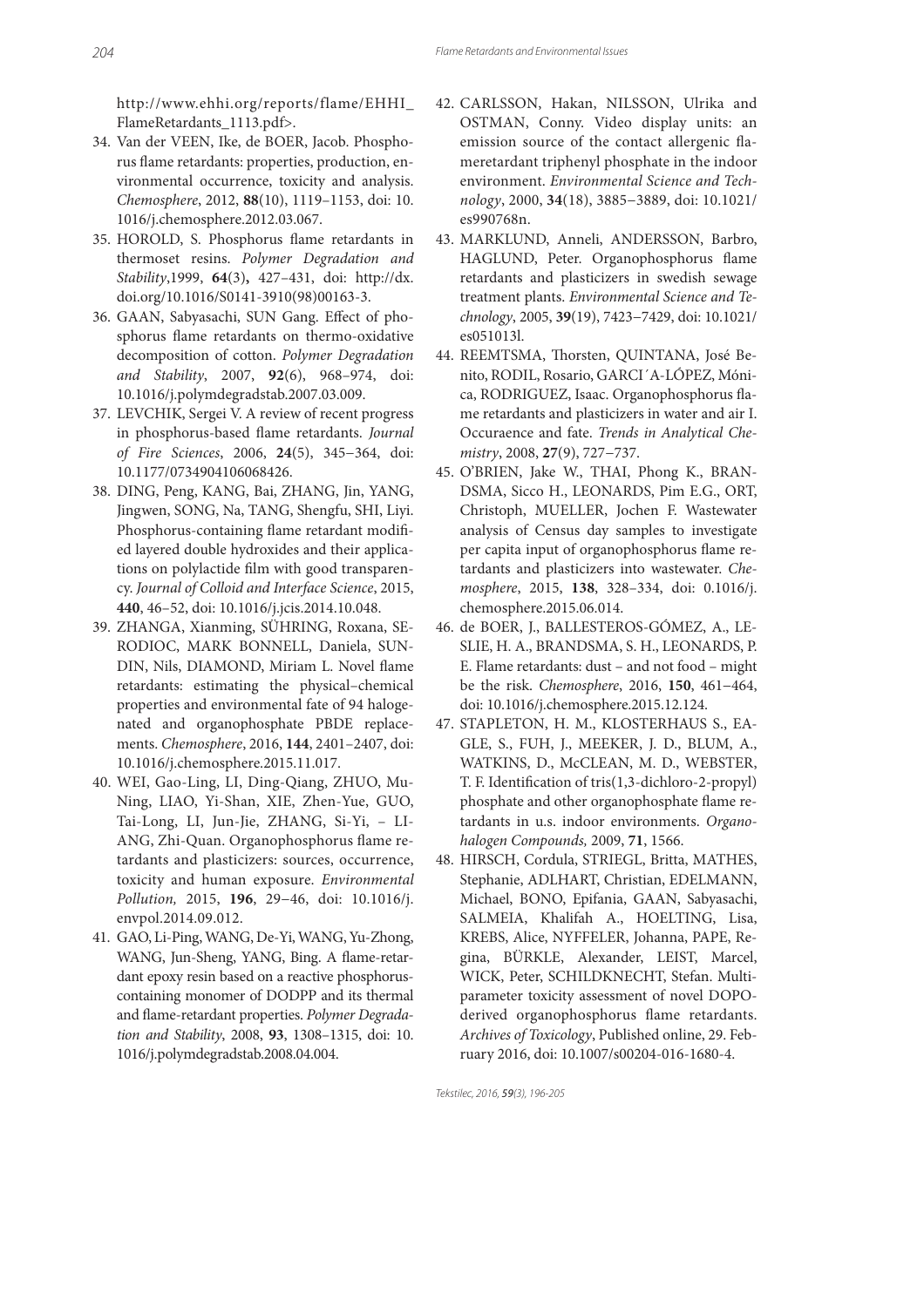http://www.ehhi.org/reports/flame/EHHI_FlameRetardants_1113.pdf>.

34. Van der VEEN, Ike, de BOER, Jacob. Phosphorus flame retardants: properties, production, environmental occurrence, toxicity and analysis. *Chemosphere*, 2012, **88**(10), 1119–1153, doi: 10.1016/j.chemosphere.2012.03.067.
35. HOROLD, S. Phosphorus flame retardants in thermoset resins. *Polymer Degradation and Stability*,1999, **64**(3)**,** 427–431, doi: http://dx.doi.org/10.1016/S0141-3910(98)00163-3.
36. GAAN, Sabyasachi, SUN Gang. Effect of phosphorus flame retardants on thermo-oxidative decomposition of cotton. *Polymer Degradation and Stability*, 2007, **92**(6), 968–974, doi: 10.1016/j.polymdegradstab.2007.03.009.
37. LEVCHIK, Sergei V. A review of recent progress in phosphorus-based flame retardants. *Journal of Fire Sciences*, 2006, **24**(5), 345–364, doi: 10.1177/0734904106068426.
38. DING, Peng, KANG, Bai, ZHANG, Jin, YANG, Jingwen, SONG, Na, TANG, Shengfu, SHI, Liyi. Phosphorus-containing flame retardant modified layered double hydroxides and their applications on polylactide film with good transparency. *Journal of Colloid and Interface Science*, 2015, **440**, 46–52, doi: 10.1016/j.jcis.2014.10.048.
39. ZHANGA, Xianming, SÜHRING, Roxana, SERODIOC, MARK BONNELL, Daniela, SUNDIN, Nils, DIAMOND, Miriam L. Novel flame retardants: estimating the physical–chemical properties and environmental fate of 94 halogenated and organophosphate PBDE replacements. *Chemosphere*, 2016, **144**, 2401–2407, doi: 10.1016/j.chemosphere.2015.11.017.
40. WEI, Gao-Ling, LI, Ding-Qiang, ZHUO, Mu-Ning, LIAO, Yi-Shan, XIE, Zhen-Yue, GUO, Tai-Long, LI, Jun-Jie, ZHANG, Si-Yi, – LIANG, Zhi-Quan. Organophosphorus flame retardants and plasticizers: sources, occurrence, toxicity and human exposure. *Environmental Pollution,* 2015, **196**, 29–46, doi: 10.1016/j.envpol.2014.09.012.
41. GAO, Li-Ping, WANG, De-Yi, WANG, Yu-Zhong, WANG, Jun-Sheng, YANG, Bing. A flame-retardant epoxy resin based on a reactive phosphorus-containing monomer of DODPP and its thermal and flame-retardant properties. *Polymer Degradation and Stability*, 2008, **93**, 1308–1315, doi: 10.1016/j.polymdegradstab.2008.04.004.
42. CARLSSON, Hakan, NILSSON, Ulrika and OSTMAN, Conny. Video display units: an emission source of the contact allergenic flameretardant triphenyl phosphate in the indoor environment. *Environmental Science and Technology*, 2000, **34**(18), 3885−3889, doi: 10.1021/es990768n.
43. MARKLUND, Anneli, ANDERSSON, Barbro, HAGLUND, Peter. Organophosphorus flame retardants and plasticizers in swedish sewage treatment plants. *Environmental Science and Technology*, 2005, **39**(19), 7423−7429, doi: 10.1021/es051013l.
44. REEMTSMA, Thorsten, QUINTANA, José Benito, RODIL, Rosario, GARCI´A-LÓPEZ, Mónica, RODRIGUEZ, Isaac. Organophosphorus flame retardants and plasticizers in water and air I. Occuraence and fate. *Trends in Analytical Chemistry*, 2008, **27**(9), 727−737.
45. O'BRIEN, Jake W., THAI, Phong K., BRANDSMA, Sicco H., LEONARDS, Pim E.G., ORT, Christoph, MUELLER, Jochen F. Wastewater analysis of Census day samples to investigate per capita input of organophosphorus flame retardants and plasticizers into wastewater. *Chemosphere*, 2015, **138**, 328–334, doi: 0.1016/j.chemosphere.2015.06.014.
46. de BOER, J., BALLESTEROS-GÓMEZ, A., LESLIE, H. A., BRANDSMA, S. H., LEONARDS, P. E. Flame retardants: dust – and not food – might be the risk. *Chemosphere*, 2016, **150**, 461−464, doi: 10.1016/j.chemosphere.2015.12.124.
47. STAPLETON, H. M., KLOSTERHAUS S., EAGLE, S., FUH, J., MEEKER, J. D., BLUM, A., WATKINS, D., McCLEAN, M. D., WEBSTER, T. F. Identification of tris(1,3-dichloro-2-propyl) phosphate and other organophosphate flame retardants in u.s. indoor environments. *Organohalogen Compounds,* 2009, **71**, 1566.
48. HIRSCH, Cordula, STRIEGL, Britta, MATHES, Stephanie, ADLHART, Christian, EDELMANN, Michael, BONO, Epifania, GAAN, Sabyasachi, SALMEIA, Khalifah A., HOELTING, Lisa, KREBS, Alice, NYFFELER, Johanna, PAPE, Regina, BÜRKLE, Alexander, LEIST, Marcel, WICK, Peter, SCHILDKNECHT, Stefan. Multiparameter toxicity assessment of novel DOPO-derived organophosphorus flame retardants. *Archives of Toxicology*, Published online, 29. February 2016, doi: 10.1007/s00204-016-1680-4.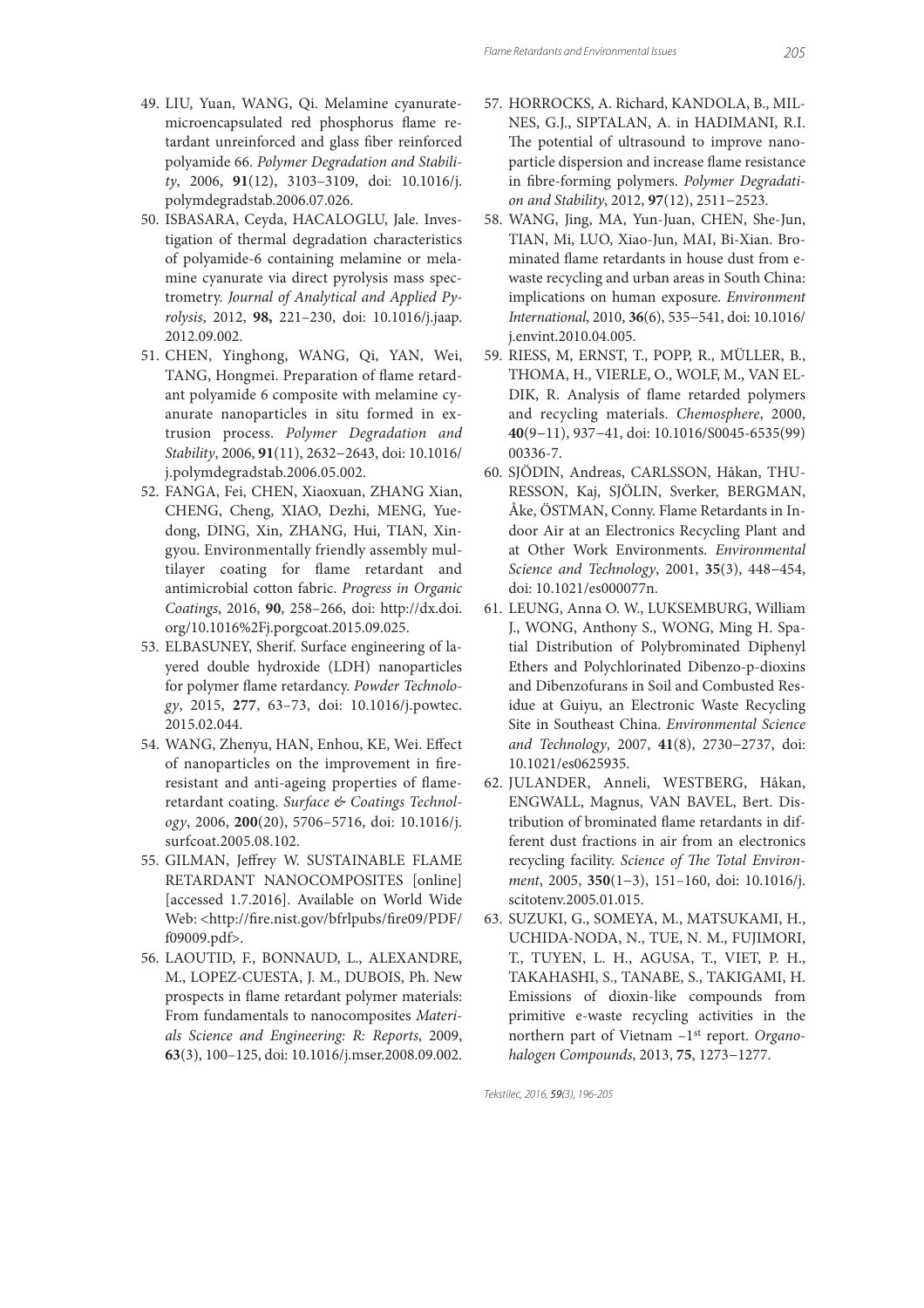49. LIU, Yuan, WANG, Qi. Melamine cyanurate-microencapsulated red phosphorus flame retardant unreinforced and glass fiber reinforced polyamide 66. *Polymer Degradation and Stability*, 2006, **91**(12), 3103–3109, doi: 10.1016/j.polymdegradstab.2006.07.026.
50. ISBASARA, Ceyda, HACALOGLU, Jale. Investigation of thermal degradation characteristics of polyamide-6 containing melamine or melamine cyanurate via direct pyrolysis mass spectrometry. *Journal of Analytical and Applied Pyrolysis*, 2012, **98,** 221–230, doi: 10.1016/j.jaap.2012.09.002.
51. CHEN, Yinghong, WANG, Qi, YAN, Wei, TANG, Hongmei. Preparation of flame retardant polyamide 6 composite with melamine cyanurate nanoparticles in situ formed in extrusion process. *Polymer Degradation and Stability*, 2006, **91**(11), 2632−2643, doi: 10.1016/j.polymdegradstab.2006.05.002.
52. FANGA, Fei, CHEN, Xiaoxuan, ZHANG Xian, CHENG, Cheng, XIAO, Dezhi, MENG, Yuedong, DING, Xin, ZHANG, Hui, TIAN, Xingyou. Environmentally friendly assembly multilayer coating for flame retardant and antimicrobial cotton fabric. *Progress in Organic Coatings*, 2016, **90**, 258–266, doi: http://dx.doi.org/10.1016%2Fj.porgcoat.2015.09.025.
53. ELBASUNEY, Sherif. Surface engineering of layered double hydroxide (LDH) nanoparticles for polymer flame retardancy. *Powder Technology*, 2015, **277**, 63–73, doi: 10.1016/j.powtec.2015.02.044.
54. WANG, Zhenyu, HAN, Enhou, KE, Wei. Effect of nanoparticles on the improvement in fire-resistant and anti-ageing properties of flame-retardant coating. *Surface & Coatings Technology*, 2006, **200**(20), 5706–5716, doi: 10.1016/j.surfcoat.2005.08.102.
55. GILMAN, Jeffrey W. SUSTAINABLE FLAME RETARDANT NANOCOMPOSITES [online] [accessed 1.7.2016]. Available on World Wide Web: <http://fire.nist.gov/bfrlpubs/fire09/PDF/f09009.pdf>.
56. LAOUTID, F., BONNAUD, L., ALEXANDRE, M., LOPEZ-CUESTA, J. M., DUBOIS, Ph. New prospects in flame retardant polymer materials: From fundamentals to nanocomposites *Materials Science and Engineering: R: Reports*, 2009, **63**(3), 100–125, doi: 10.1016/j.mser.2008.09.002.
57. HORROCKS, A. Richard, KANDOLA, B., MILNES, G.J., SIPTALAN, A. in HADIMANI, R.I. The potential of ultrasound to improve nanoparticle dispersion and increase flame resistance in fibre-forming polymers. *Polymer Degradation and Stability*, 2012, **97**(12), 2511−2523.
58. WANG, Jing, MA, Yun-Juan, CHEN, She-Jun, TIAN, Mi, LUO, Xiao-Jun, MAI, Bi-Xian. Brominated flame retardants in house dust from e-waste recycling and urban areas in South China: implications on human exposure. *Environment International*, 2010, **36**(6), 535−541, doi: 10.1016/j.envint.2010.04.005.
59. RIESS, M, ERNST, T., POPP, R., MÜLLER, B., THOMA, H., VIERLE, O., WOLF, M., VAN ELDIK, R. Analysis of flame retarded polymers and recycling materials. *Chemosphere*, 2000, **40**(9−11), 937−41, doi: 10.1016/S0045-6535(99)00336-7.
60. SJÖDIN, Andreas, CARLSSON, Håkan, THURESSON, Kaj, SJÖLIN, Sverker, BERGMAN, Åke, ÖSTMAN, Conny. Flame Retardants in Indoor Air at an Electronics Recycling Plant and at Other Work Environments. *Environmental Science and Technology*, 2001, **35**(3), 448–454, doi: 10.1021/es000077n.
61. LEUNG, Anna O. W., LUKSEMBURG, William J., WONG, Anthony S., WONG, Ming H. Spatial Distribution of Polybrominated Diphenyl Ethers and Polychlorinated Dibenzo-p-dioxins and Dibenzofurans in Soil and Combusted Residue at Guiyu, an Electronic Waste Recycling Site in Southeast China. *Environmental Science and Technology*, 2007, **41**(8), 2730−2737, doi: 10.1021/es0625935.
62. JULANDER, Anneli, WESTBERG, Håkan, ENGWALL, Magnus, VAN BAVEL, Bert. Distribution of brominated flame retardants in different dust fractions in air from an electronics recycling facility. *Science of The Total Environment*, 2005, **350**(1−3), 151−160, doi: 10.1016/j.scitotenv.2005.01.015.
63. SUZUKI, G., SOMEYA, M., MATSUKAMI, H., UCHIDA-NODA, N., TUE, N. M., FUJIMORI, T., TUYEN, L. H., AGUSA, T., VIET, P. H., TAKAHASHI, S., TANABE, S., TAKIGAMI, H. Emissions of dioxin-like compounds from primitive e-waste recycling activities in the northern part of Vietnam −1st report. *Organohalogen Compounds*, 2013, **75**, 1273−1277.